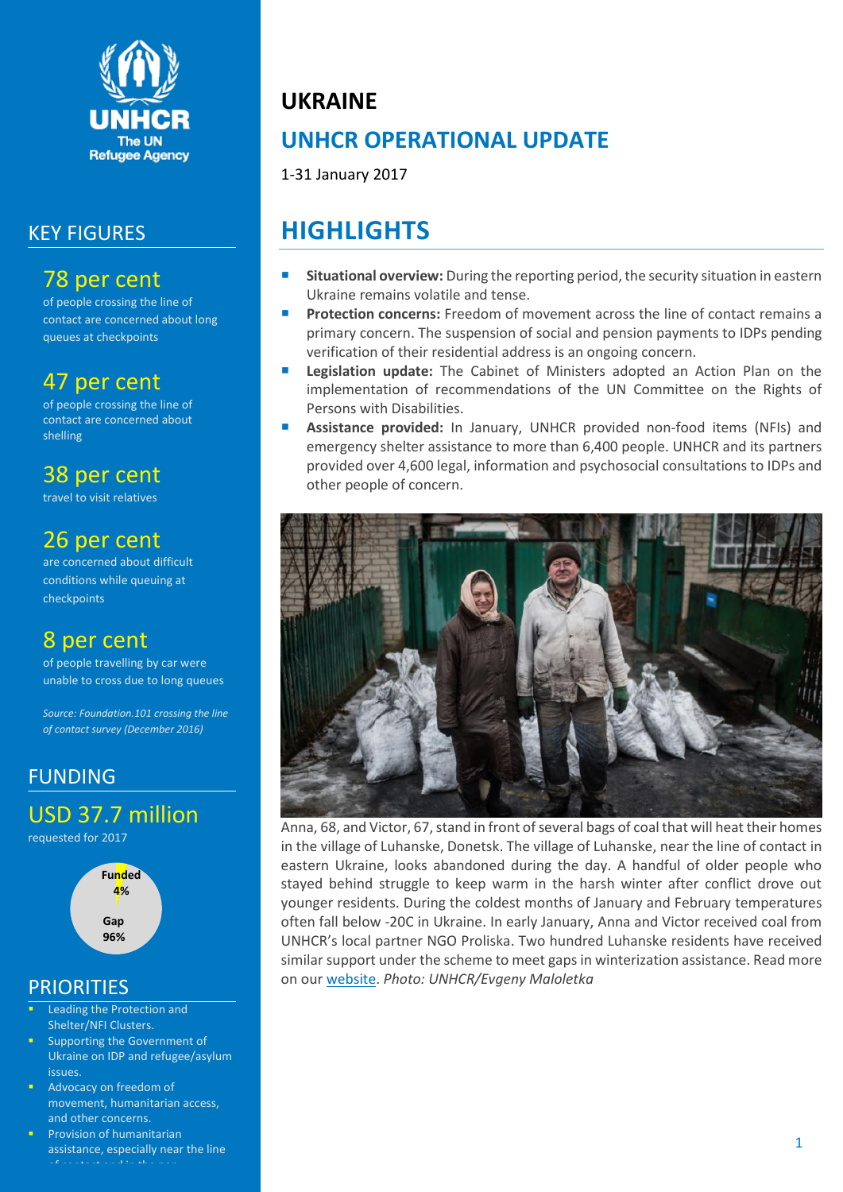# UKRAINE

## UNHCR OPERATIONAL UPDATE

1-31 January 2017

## HIGHLIGHTS

- **Situational overview:** During the reporting period, the security situation in eastern Ukraine remains volatile and tense.
- **Protection concerns:** Freedom of movement across the line of contact remains a primary concern. The suspension of social and pension payments to IDPs pending verification of their residential address is an ongoing concern.
- **Legislation update:** The Cabinet of Ministers adopted an Action Plan on the implementation of recommendations of the UN Committee on the Rights of Persons with Disabilities.
- **Assistance provided:** In January, UNHCR provided non-food items (NFIs) and emergency shelter assistance to more than 6,400 people. UNHCR and its partners provided over 4,600 legal, information and psychosocial consultations to IDPs and other people of concern.

Anna, 68, and Victor, 67, stand in front of several bags of coal that will heat their homes in the village of Luhanske, Donetsk. The village of Luhanske, near the line of contact in eastern Ukraine, looks abandoned during the day. A handful of older people who stayed behind struggle to keep warm in the harsh winter after conflict drove out younger residents. During the coldest months of January and February temperatures often fall below -20C in Ukraine. In early January, Anna and Victor received coal from UNHCR's local partner NGO Proliska. Two hundred Luhanske residents have received similar support under the scheme to meet gaps in winterization assistance. Read more on our website. *Photo: UNHCR/Evgeny Maloletka*

## KEY FIGURES

**78 per cent**
of people crossing the line of contact are concerned about long queues at checkpoints

**47 per cent**
of people crossing the line of contact are concerned about shelling

**38 per cent**
travel to visit relatives

**26 per cent**
are concerned about difficult conditions while queuing at checkpoints

**8 per cent**
of people travelling by car were unable to cross due to long queues

*Source: Foundation.101 crossing the line of contact survey (December 2016)*

## FUNDING

**USD 37.7 million**
requested for 2017

Funded 4%
Gap 96%

## PRIORITIES

- Leading the Protection and Shelter/NFI Clusters.
- Supporting the Government of Ukraine on IDP and refugee/asylum issues.
- Advocacy on freedom of movement, humanitarian access, and other concerns.
- Provision of humanitarian assistance, especially near the line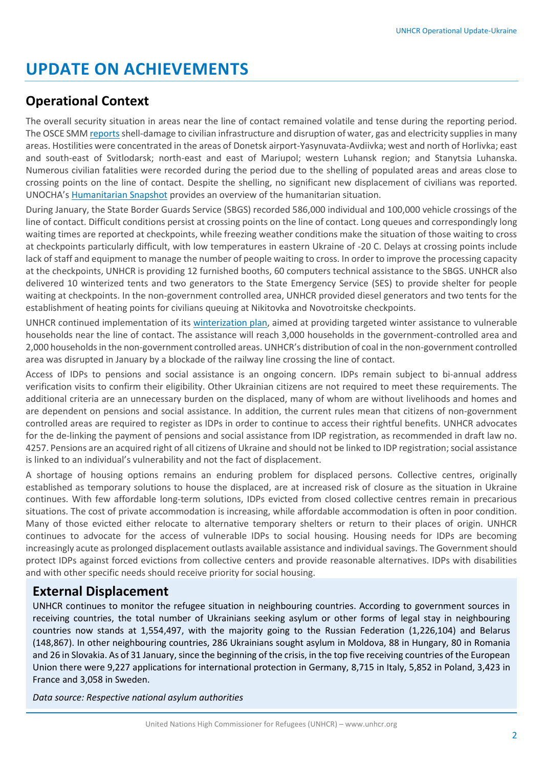# UPDATE ON ACHIEVEMENTS

## Operational Context

The overall security situation in areas near the line of contact remained volatile and tense during the reporting period. The OSCE SMM reports shell-damage to civilian infrastructure and disruption of water, gas and electricity supplies in many areas. Hostilities were concentrated in the areas of Donetsk airport-Yasynuvata-Avdiivka; west and north of Horlivka; east and south-east of Svitlodarsk; north-east and east of Mariupol; western Luhansk region; and Stanytsia Luhanska. Numerous civilian fatalities were recorded during the period due to the shelling of populated areas and areas close to crossing points on the line of contact. Despite the shelling, no significant new displacement of civilians was reported. UNOCHA's Humanitarian Snapshot provides an overview of the humanitarian situation.

During January, the State Border Guards Service (SBGS) recorded 586,000 individual and 100,000 vehicle crossings of the line of contact. Difficult conditions persist at crossing points on the line of contact. Long queues and correspondingly long waiting times are reported at checkpoints, while freezing weather conditions make the situation of those waiting to cross at checkpoints particularly difficult, with low temperatures in eastern Ukraine of -20 C. Delays at crossing points include lack of staff and equipment to manage the number of people waiting to cross. In order to improve the processing capacity at the checkpoints, UNHCR is providing 12 furnished booths, 60 computers technical assistance to the SBGS. UNHCR also delivered 10 winterized tents and two generators to the State Emergency Service (SES) to provide shelter for people waiting at checkpoints. In the non-government controlled area, UNHCR provided diesel generators and two tents for the establishment of heating points for civilians queuing at Nikitovka and Novotroitske checkpoints.

UNHCR continued implementation of its winterization plan, aimed at providing targeted winter assistance to vulnerable households near the line of contact. The assistance will reach 3,000 households in the government-controlled area and 2,000 households in the non-government controlled areas. UNHCR's distribution of coal in the non-government controlled area was disrupted in January by a blockade of the railway line crossing the line of contact.

Access of IDPs to pensions and social assistance is an ongoing concern. IDPs remain subject to bi-annual address verification visits to confirm their eligibility. Other Ukrainian citizens are not required to meet these requirements. The additional criteria are an unnecessary burden on the displaced, many of whom are without livelihoods and homes and are dependent on pensions and social assistance. In addition, the current rules mean that citizens of non-government controlled areas are required to register as IDPs in order to continue to access their rightful benefits. UNHCR advocates for the de-linking the payment of pensions and social assistance from IDP registration, as recommended in draft law no. 4257. Pensions are an acquired right of all citizens of Ukraine and should not be linked to IDP registration; social assistance is linked to an individual's vulnerability and not the fact of displacement.

A shortage of housing options remains an enduring problem for displaced persons. Collective centres, originally established as temporary solutions to house the displaced, are at increased risk of closure as the situation in Ukraine continues. With few affordable long-term solutions, IDPs evicted from closed collective centres remain in precarious situations. The cost of private accommodation is increasing, while affordable accommodation is often in poor condition. Many of those evicted either relocate to alternative temporary shelters or return to their places of origin. UNHCR continues to advocate for the access of vulnerable IDPs to social housing. Housing needs for IDPs are becoming increasingly acute as prolonged displacement outlasts available assistance and individual savings. The Government should protect IDPs against forced evictions from collective centers and provide reasonable alternatives. IDPs with disabilities and with other specific needs should receive priority for social housing.

## External Displacement

UNHCR continues to monitor the refugee situation in neighbouring countries. According to government sources in receiving countries, the total number of Ukrainians seeking asylum or other forms of legal stay in neighbouring countries now stands at 1,554,497, with the majority going to the Russian Federation (1,226,104) and Belarus (148,867). In other neighbouring countries, 286 Ukrainians sought asylum in Moldova, 88 in Hungary, 80 in Romania and 26 in Slovakia. As of 31 January, since the beginning of the crisis, in the top five receiving countries of the European Union there were 9,227 applications for international protection in Germany, 8,715 in Italy, 5,852 in Poland, 3,423 in France and 3,058 in Sweden.

*Data source: Respective national asylum authorities*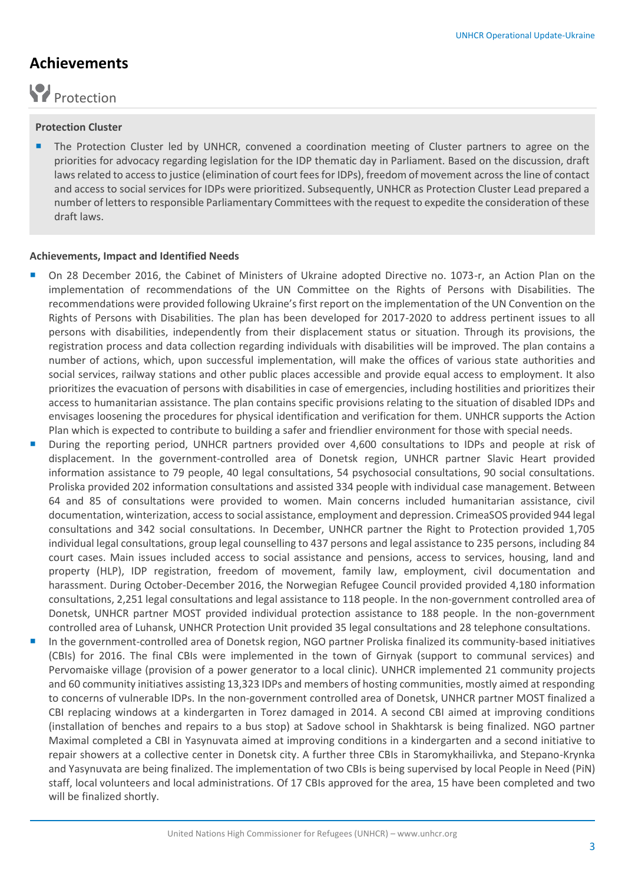## Achievements

### Protection

**Protection Cluster**

- The Protection Cluster led by UNHCR, convened a coordination meeting of Cluster partners to agree on the priorities for advocacy regarding legislation for the IDP thematic day in Parliament. Based on the discussion, draft laws related to access to justice (elimination of court fees for IDPs), freedom of movement across the line of contact and access to social services for IDPs were prioritized. Subsequently, UNHCR as Protection Cluster Lead prepared a number of letters to responsible Parliamentary Committees with the request to expedite the consideration of these draft laws.

**Achievements, Impact and Identified Needs**

- On 28 December 2016, the Cabinet of Ministers of Ukraine adopted Directive no. 1073-r, an Action Plan on the implementation of recommendations of the UN Committee on the Rights of Persons with Disabilities. The recommendations were provided following Ukraine's first report on the implementation of the UN Convention on the Rights of Persons with Disabilities. The plan has been developed for 2017-2020 to address pertinent issues to all persons with disabilities, independently from their displacement status or situation. Through its provisions, the registration process and data collection regarding individuals with disabilities will be improved. The plan contains a number of actions, which, upon successful implementation, will make the offices of various state authorities and social services, railway stations and other public places accessible and provide equal access to employment. It also prioritizes the evacuation of persons with disabilities in case of emergencies, including hostilities and prioritizes their access to humanitarian assistance. The plan contains specific provisions relating to the situation of disabled IDPs and envisages loosening the procedures for physical identification and verification for them. UNHCR supports the Action Plan which is expected to contribute to building a safer and friendlier environment for those with special needs.
- During the reporting period, UNHCR partners provided over 4,600 consultations to IDPs and people at risk of displacement. In the government-controlled area of Donetsk region, UNHCR partner Slavic Heart provided information assistance to 79 people, 40 legal consultations, 54 psychosocial consultations, 90 social consultations. Proliska provided 202 information consultations and assisted 334 people with individual case management. Between 64 and 85 of consultations were provided to women. Main concerns included humanitarian assistance, civil documentation, winterization, access to social assistance, employment and depression. CrimeaSOS provided 944 legal consultations and 342 social consultations. In December, UNHCR partner the Right to Protection provided 1,705 individual legal consultations, group legal counselling to 437 persons and legal assistance to 235 persons, including 84 court cases. Main issues included access to social assistance and pensions, access to services, housing, land and property (HLP), IDP registration, freedom of movement, family law, employment, civil documentation and harassment. During October-December 2016, the Norwegian Refugee Council provided provided 4,180 information consultations, 2,251 legal consultations and legal assistance to 118 people. In the non-government controlled area of Donetsk, UNHCR partner MOST provided individual protection assistance to 188 people. In the non-government controlled area of Luhansk, UNHCR Protection Unit provided 35 legal consultations and 28 telephone consultations.
- In the government-controlled area of Donetsk region, NGO partner Proliska finalized its community-based initiatives (CBIs) for 2016. The final CBIs were implemented in the town of Girnyak (support to communal services) and Pervomaiske village (provision of a power generator to a local clinic). UNHCR implemented 21 community projects and 60 community initiatives assisting 13,323 IDPs and members of hosting communities, mostly aimed at responding to concerns of vulnerable IDPs. In the non-government controlled area of Donetsk, UNHCR partner MOST finalized a CBI replacing windows at a kindergarten in Torez damaged in 2014. A second CBI aimed at improving conditions (installation of benches and repairs to a bus stop) at Sadove school in Shakhtarsk is being finalized. NGO partner Maximal completed a CBI in Yasynuvata aimed at improving conditions in a kindergarten and a second initiative to repair showers at a collective center in Donetsk city. A further three CBIs in Staromykhailivka, and Stepano-Krynka and Yasynuvata are being finalized. The implementation of two CBIs is being supervised by local People in Need (PiN) staff, local volunteers and local administrations. Of 17 CBIs approved for the area, 15 have been completed and two will be finalized shortly.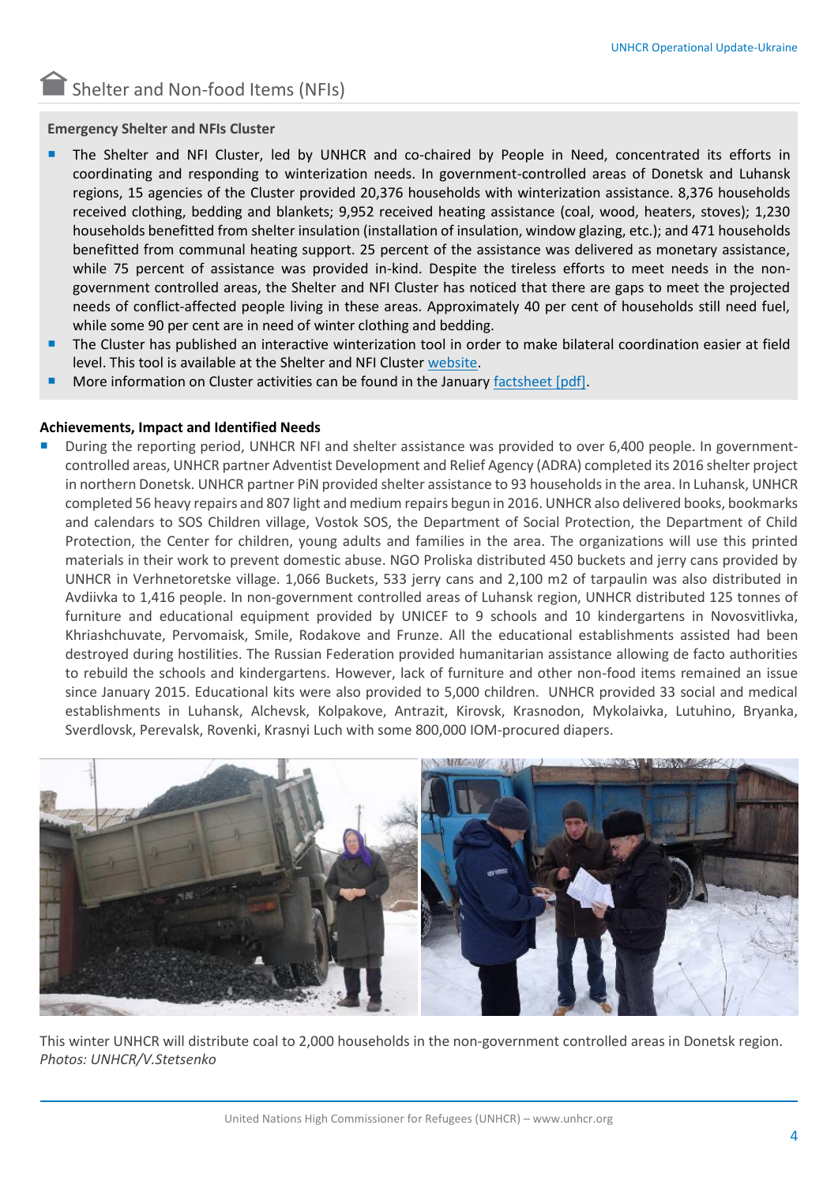## Shelter and Non-food Items (NFIs)

**Emergency Shelter and NFIs Cluster**

- The Shelter and NFI Cluster, led by UNHCR and co-chaired by People in Need, concentrated its efforts in coordinating and responding to winterization needs. In government-controlled areas of Donetsk and Luhansk regions, 15 agencies of the Cluster provided 20,376 households with winterization assistance. 8,376 households received clothing, bedding and blankets; 9,952 received heating assistance (coal, wood, heaters, stoves); 1,230 households benefitted from shelter insulation (installation of insulation, window glazing, etc.); and 471 households benefitted from communal heating support. 25 percent of the assistance was delivered as monetary assistance, while 75 percent of assistance was provided in-kind. Despite the tireless efforts to meet needs in the non-government controlled areas, the Shelter and NFI Cluster has noticed that there are gaps to meet the projected needs of conflict-affected people living in these areas. Approximately 40 per cent of households still need fuel, while some 90 per cent are in need of winter clothing and bedding.
- The Cluster has published an interactive winterization tool in order to make bilateral coordination easier at field level. This tool is available at the Shelter and NFI Cluster website.
- More information on Cluster activities can be found in the January factsheet [pdf].

**Achievements, Impact and Identified Needs**

- During the reporting period, UNHCR NFI and shelter assistance was provided to over 6,400 people. In government-controlled areas, UNHCR partner Adventist Development and Relief Agency (ADRA) completed its 2016 shelter project in northern Donetsk. UNHCR partner PiN provided shelter assistance to 93 households in the area. In Luhansk, UNHCR completed 56 heavy repairs and 807 light and medium repairs begun in 2016. UNHCR also delivered books, bookmarks and calendars to SOS Children village, Vostok SOS, the Department of Social Protection, the Department of Child Protection, the Center for children, young adults and families in the area. The organizations will use this printed materials in their work to prevent domestic abuse. NGO Proliska distributed 450 buckets and jerry cans provided by UNHCR in Verhnetoretske village. 1,066 Buckets, 533 jerry cans and 2,100 m2 of tarpaulin was also distributed in Avdiivka to 1,416 people. In non-government controlled areas of Luhansk region, UNHCR distributed 125 tonnes of furniture and educational equipment provided by UNICEF to 9 schools and 10 kindergartens in Novosvitlivka, Khriashchuvate, Pervomaisk, Smile, Rodakove and Frunze. All the educational establishments assisted had been destroyed during hostilities. The Russian Federation provided humanitarian assistance allowing de facto authorities to rebuild the schools and kindergartens. However, lack of furniture and other non-food items remained an issue since January 2015. Educational kits were also provided to 5,000 children. UNHCR provided 33 social and medical establishments in Luhansk, Alchevsk, Kolpakove, Antrazit, Kirovsk, Krasnodon, Mykolaivka, Lutuhino, Bryanka, Sverdlovsk, Perevalsk, Rovenki, Krasnyi Luch with some 800,000 IOM-procured diapers.

This winter UNHCR will distribute coal to 2,000 households in the non-government controlled areas in Donetsk region.
*Photos: UNHCR/V.Stetsenko*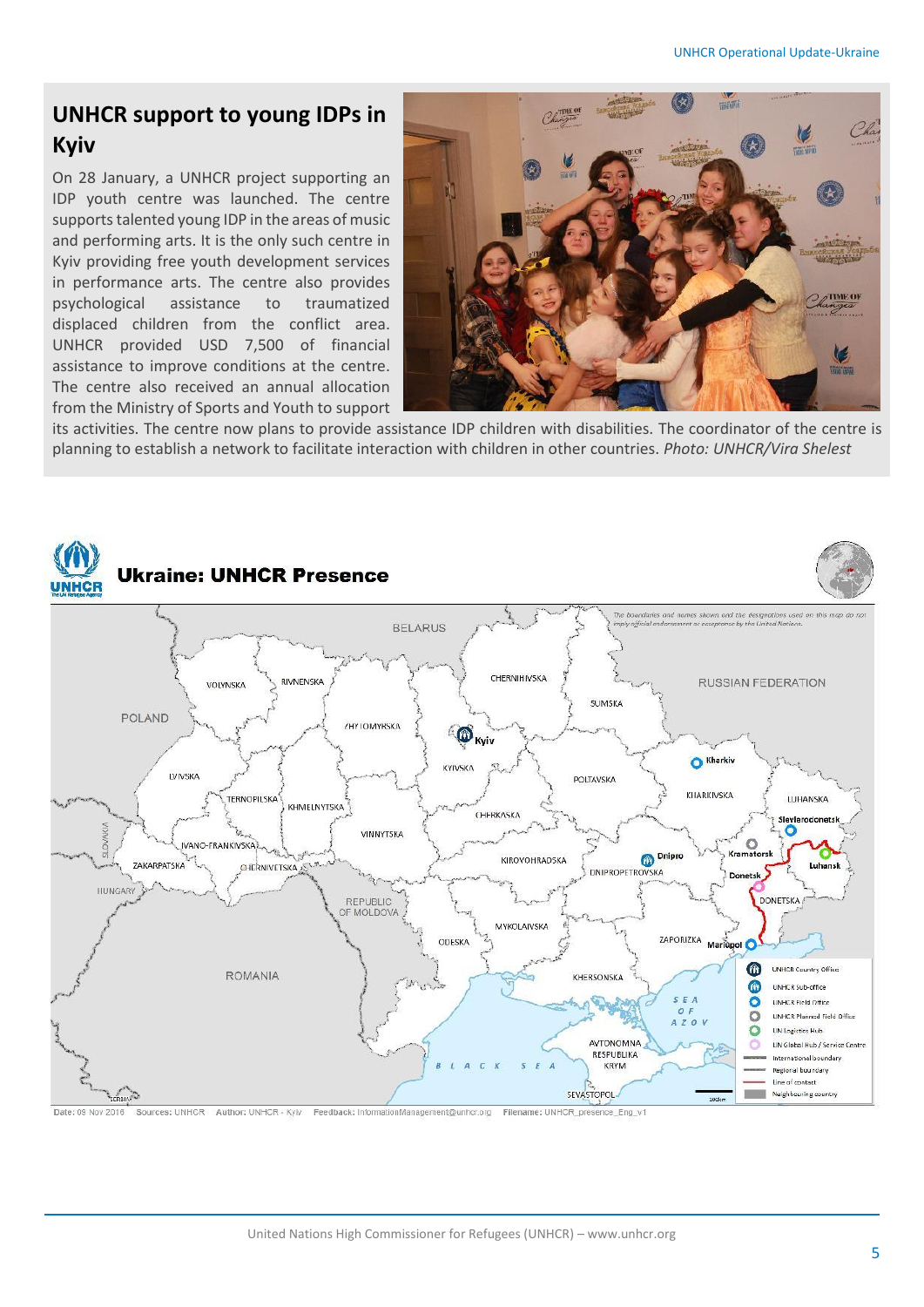## UNHCR support to young IDPs in Kyiv

On 28 January, a UNHCR project supporting an IDP youth centre was launched. The centre supports talented young IDP in the areas of music and performing arts. It is the only such centre in Kyiv providing free youth development services in performance arts. The centre also provides psychological assistance to traumatized displaced children from the conflict area. UNHCR provided USD 7,500 of financial assistance to improve conditions at the centre. The centre also received an annual allocation from the Ministry of Sports and Youth to support its activities. The centre now plans to provide assistance IDP children with disabilities. The coordinator of the centre is planning to establish a network to facilitate interaction with children in other countries. *Photo: UNHCR/Vira Shelest*

## Ukraine: UNHCR Presence

The boundaries and names shown and the designations used on this map do not imply official endorsement or acceptance by the United Nations.

Date: 09 Nov 2016 Sources: UNHCR Author: UNHCR - Kyiv Feedback: InformationManagement@unhcr.org Filename: UNHCR_presence_Eng_v1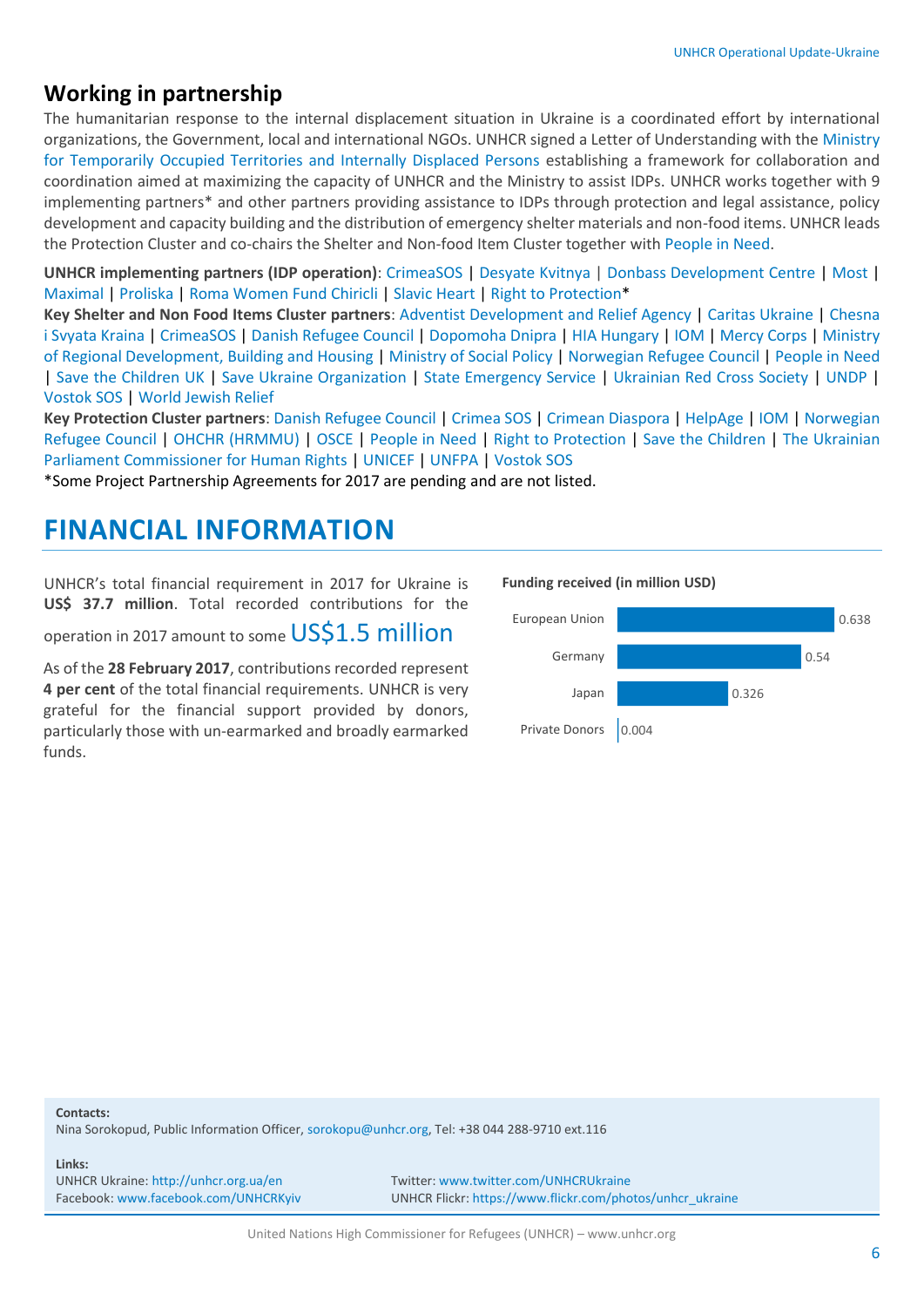## Working in partnership

The humanitarian response to the internal displacement situation in Ukraine is a coordinated effort by international organizations, the Government, local and international NGOs. UNHCR signed a Letter of Understanding with the Ministry for Temporarily Occupied Territories and Internally Displaced Persons establishing a framework for collaboration and coordination aimed at maximizing the capacity of UNHCR and the Ministry to assist IDPs. UNHCR works together with 9 implementing partners* and other partners providing assistance to IDPs through protection and legal assistance, policy development and capacity building and the distribution of emergency shelter materials and non-food items. UNHCR leads the Protection Cluster and co-chairs the Shelter and Non-food Item Cluster together with People in Need.

**UNHCR implementing partners (IDP operation)**: CrimeaSOS | Desyate Kvitnya | Donbass Development Centre | Most | Maximal | Proliska | Roma Women Fund Chiricli | Slavic Heart | Right to Protection*

**Key Shelter and Non Food Items Cluster partners**: Adventist Development and Relief Agency | Caritas Ukraine | Chesna i Svyata Kraina | CrimeaSOS | Danish Refugee Council | Dopomoha Dnipra | HIA Hungary | IOM | Mercy Corps | Ministry of Regional Development, Building and Housing | Ministry of Social Policy | Norwegian Refugee Council | People in Need | Save the Children UK | Save Ukraine Organization | State Emergency Service | Ukrainian Red Cross Society | UNDP | Vostok SOS | World Jewish Relief

**Key Protection Cluster partners**: Danish Refugee Council | Crimea SOS | Crimean Diaspora | HelpAge | IOM | Norwegian Refugee Council | OHCHR (HRMMU) | OSCE | People in Need | Right to Protection | Save the Children | The Ukrainian Parliament Commissioner for Human Rights | UNICEF | UNFPA | Vostok SOS

*Some Project Partnership Agreements for 2017 are pending and are not listed.

# FINANCIAL INFORMATION

UNHCR's total financial requirement in 2017 for Ukraine is **US$ 37.7 million**. Total recorded contributions for the operation in 2017 amount to some US$1.5 million

As of the **28 February 2017**, contributions recorded represent **4 per cent** of the total financial requirements. UNHCR is very grateful for the financial support provided by donors, particularly those with un-earmarked and broadly earmarked funds.

**Funding received (in million USD)**

European Union 0.638
Germany 0.54
Japan 0.326
Private Donors 0.004

**Contacts:**
Nina Sorokopud, Public Information Officer, sorokopu@unhcr.org, Tel: +38 044 288-9710 ext.116

**Links:**
UNHCR Ukraine: http://unhcr.org.ua/en
Facebook: www.facebook.com/UNHCRKyiv
Twitter: www.twitter.com/UNHCRUkraine
UNHCR Flickr: https://www.flickr.com/photos/unhcr_ukraine